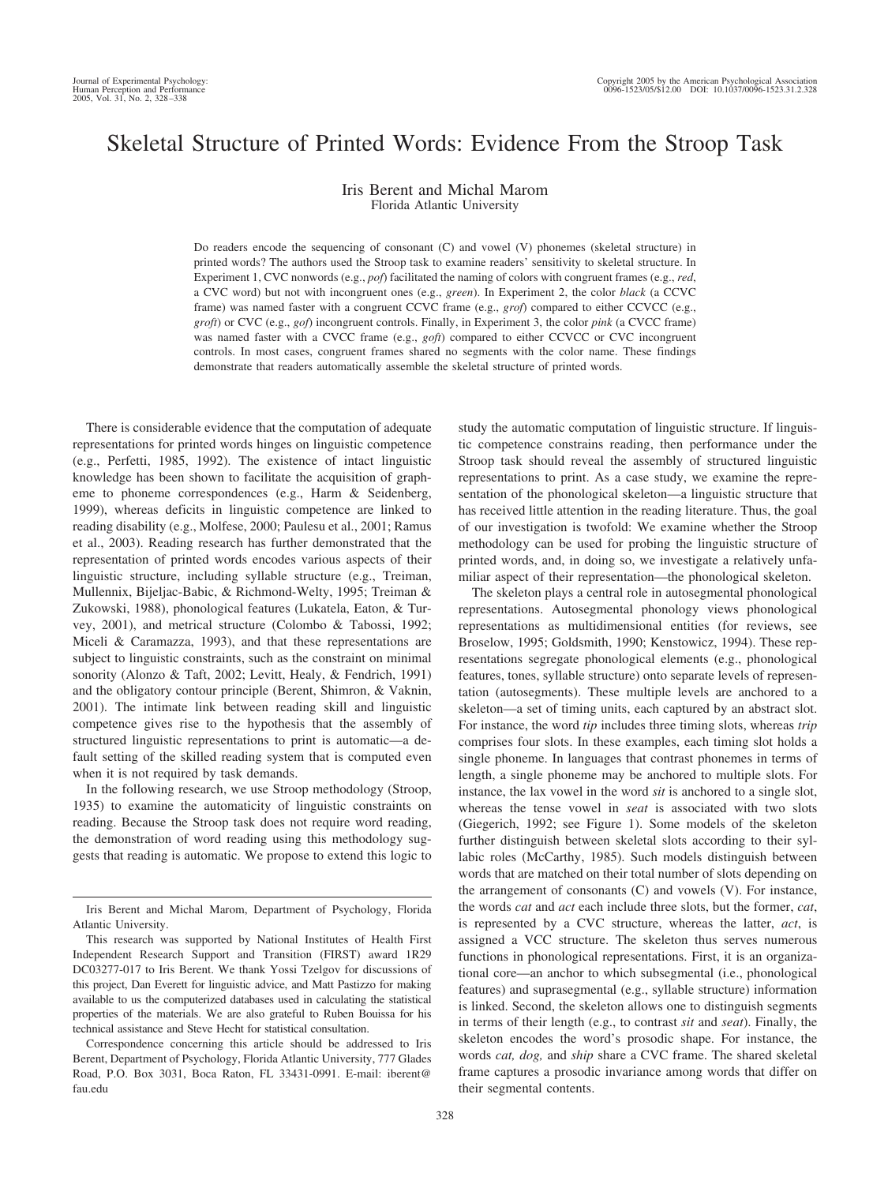# Skeletal Structure of Printed Words: Evidence From the Stroop Task

Iris Berent and Michal Marom
Florida Atlantic University

Do readers encode the sequencing of consonant (C) and vowel (V) phonemes (skeletal structure) in printed words? The authors used the Stroop task to examine readers' sensitivity to skeletal structure. In Experiment 1, CVC nonwords (e.g., *pof*) facilitated the naming of colors with congruent frames (e.g., *red*, a CVC word) but not with incongruent ones (e.g., *green*). In Experiment 2, the color *black* (a CCVC frame) was named faster with a congruent CCVC frame (e.g., *grof*) compared to either CCVCC (e.g., *groft*) or CVC (e.g., *gof*) incongruent controls. Finally, in Experiment 3, the color *pink* (a CVCC frame) was named faster with a CVCC frame (e.g., *goft*) compared to either CCVCC or CVC incongruent controls. In most cases, congruent frames shared no segments with the color name. These findings demonstrate that readers automatically assemble the skeletal structure of printed words.

There is considerable evidence that the computation of adequate representations for printed words hinges on linguistic competence (e.g., Perfetti, 1985, 1992). The existence of intact linguistic knowledge has been shown to facilitate the acquisition of grapheme to phoneme correspondences (e.g., Harm & Seidenberg, 1999), whereas deficits in linguistic competence are linked to reading disability (e.g., Molfese, 2000; Paulesu et al., 2001; Ramus et al., 2003). Reading research has further demonstrated that the representation of printed words encodes various aspects of their linguistic structure, including syllable structure (e.g., Treiman, Mullennix, Bijeljac-Babic, & Richmond-Welty, 1995; Treiman & Zukowski, 1988), phonological features (Lukatela, Eaton, & Turvey, 2001), and metrical structure (Colombo & Tabossi, 1992; Miceli & Caramazza, 1993), and that these representations are subject to linguistic constraints, such as the constraint on minimal sonority (Alonzo & Taft, 2002; Levitt, Healy, & Fendrich, 1991) and the obligatory contour principle (Berent, Shimron, & Vaknin, 2001). The intimate link between reading skill and linguistic competence gives rise to the hypothesis that the assembly of structured linguistic representations to print is automatic—a default setting of the skilled reading system that is computed even when it is not required by task demands.

In the following research, we use Stroop methodology (Stroop, 1935) to examine the automaticity of linguistic constraints on reading. Because the Stroop task does not require word reading, the demonstration of word reading using this methodology suggests that reading is automatic. We propose to extend this logic to study the automatic computation of linguistic structure. If linguistic competence constrains reading, then performance under the Stroop task should reveal the assembly of structured linguistic representations to print. As a case study, we examine the representation of the phonological skeleton—a linguistic structure that has received little attention in the reading literature. Thus, the goal of our investigation is twofold: We examine whether the Stroop methodology can be used for probing the linguistic structure of printed words, and, in doing so, we investigate a relatively unfamiliar aspect of their representation—the phonological skeleton.

The skeleton plays a central role in autosegmental phonological representations. Autosegmental phonology views phonological representations as multidimensional entities (for reviews, see Broselow, 1995; Goldsmith, 1990; Kenstowicz, 1994). These representations segregate phonological elements (e.g., phonological features, tones, syllable structure) onto separate levels of representation (autosegments). These multiple levels are anchored to a skeleton—a set of timing units, each captured by an abstract slot. For instance, the word *tip* includes three timing slots, whereas *trip* comprises four slots. In these examples, each timing slot holds a single phoneme. In languages that contrast phonemes in terms of length, a single phoneme may be anchored to multiple slots. For instance, the lax vowel in the word *sit* is anchored to a single slot, whereas the tense vowel in *seat* is associated with two slots (Giegerich, 1992; see Figure 1). Some models of the skeleton further distinguish between skeletal slots according to their syllabic roles (McCarthy, 1985). Such models distinguish between words that are matched on their total number of slots depending on the arrangement of consonants (C) and vowels (V). For instance, the words *cat* and *act* each include three slots, but the former, *cat*, is represented by a CVC structure, whereas the latter, *act*, is assigned a VCC structure. The skeleton thus serves numerous functions in phonological representations. First, it is an organizational core—an anchor to which subsegmental (i.e., phonological features) and suprasegmental (e.g., syllable structure) information is linked. Second, the skeleton allows one to distinguish segments in terms of their length (e.g., to contrast *sit* and *seat*). Finally, the skeleton encodes the word's prosodic shape. For instance, the words *cat, dog,* and *ship* share a CVC frame. The shared skeletal frame captures a prosodic invariance among words that differ on their segmental contents.

---

Iris Berent and Michal Marom, Department of Psychology, Florida Atlantic University.

This research was supported by National Institutes of Health First Independent Research Support and Transition (FIRST) award 1R29 DC03277-017 to Iris Berent. We thank Yossi Tzelgov for discussions of this project, Dan Everett for linguistic advice, and Matt Pastizzo for making available to us the computerized databases used in calculating the statistical properties of the materials. We are also grateful to Ruben Bouissa for his technical assistance and Steve Hecht for statistical consultation.

Correspondence concerning this article should be addressed to Iris Berent, Department of Psychology, Florida Atlantic University, 777 Glades Road, P.O. Box 3031, Boca Raton, FL 33431-0991. E-mail: iberent@fau.edu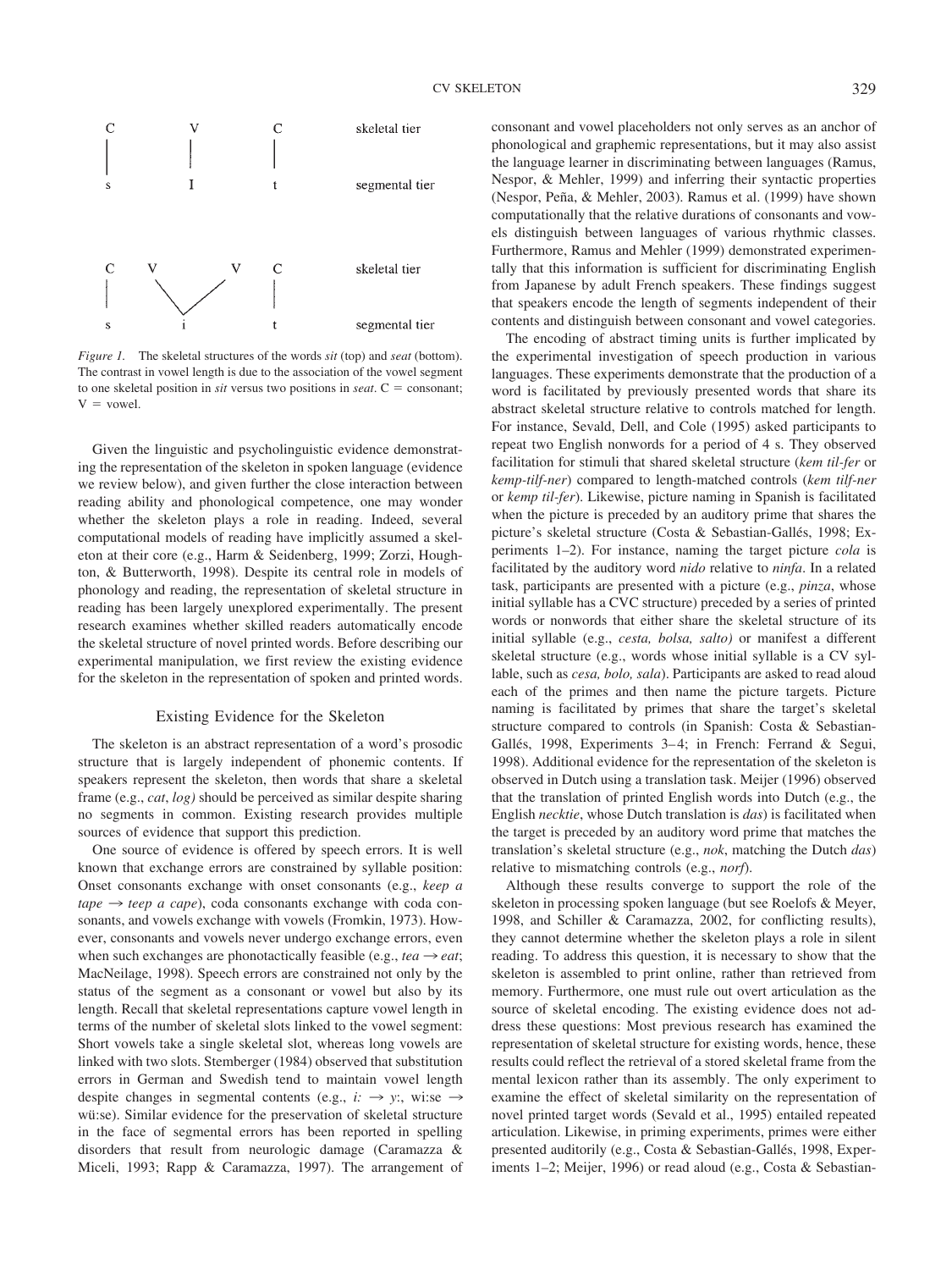C V C skeletal tier

s I t segmental tier

C V V C skeletal tier

s i t segmental tier

*Figure 1.* The skeletal structures of the words *sit* (top) and *seat* (bottom). The contrast in vowel length is due to the association of the vowel segment to one skeletal position in *sit* versus two positions in *seat*. C = consonant; V = vowel.

Given the linguistic and psycholinguistic evidence demonstrating the representation of the skeleton in spoken language (evidence we review below), and given further the close interaction between reading ability and phonological competence, one may wonder whether the skeleton plays a role in reading. Indeed, several computational models of reading have implicitly assumed a skeleton at their core (e.g., Harm & Seidenberg, 1999; Zorzi, Houghton, & Butterworth, 1998). Despite its central role in models of phonology and reading, the representation of skeletal structure in reading has been largely unexplored experimentally. The present research examines whether skilled readers automatically encode the skeletal structure of novel printed words. Before describing our experimental manipulation, we first review the existing evidence for the skeleton in the representation of spoken and printed words.

## Existing Evidence for the Skeleton

The skeleton is an abstract representation of a word's prosodic structure that is largely independent of phonemic contents. If speakers represent the skeleton, then words that share a skeletal frame (e.g., *cat*, *log)* should be perceived as similar despite sharing no segments in common. Existing research provides multiple sources of evidence that support this prediction.

One source of evidence is offered by speech errors. It is well known that exchange errors are constrained by syllable position: Onset consonants exchange with onset consonants (e.g., *keep a tape* → *teep a cape*), coda consonants exchange with coda consonants, and vowels exchange with vowels (Fromkin, 1973). However, consonants and vowels never undergo exchange errors, even when such exchanges are phonotactically feasible (e.g., *tea* → *eat*; MacNeilage, 1998). Speech errors are constrained not only by the status of the segment as a consonant or vowel but also by its length. Recall that skeletal representations capture vowel length in terms of the number of skeletal slots linked to the vowel segment: Short vowels take a single skeletal slot, whereas long vowels are linked with two slots. Stemberger (1984) observed that substitution errors in German and Swedish tend to maintain vowel length despite changes in segmental contents (e.g., *i:* → *y:*, wi:se → wü:se). Similar evidence for the preservation of skeletal structure in the face of segmental errors has been reported in spelling disorders that result from neurologic damage (Caramazza & Miceli, 1993; Rapp & Caramazza, 1997). The arrangement of consonant and vowel placeholders not only serves as an anchor of phonological and graphemic representations, but it may also assist the language learner in discriminating between languages (Ramus, Nespor, & Mehler, 1999) and inferring their syntactic properties (Nespor, Peña, & Mehler, 2003). Ramus et al. (1999) have shown computationally that the relative durations of consonants and vowels distinguish between languages of various rhythmic classes. Furthermore, Ramus and Mehler (1999) demonstrated experimentally that this information is sufficient for discriminating English from Japanese by adult French speakers. These findings suggest that speakers encode the length of segments independent of their contents and distinguish between consonant and vowel categories.

The encoding of abstract timing units is further implicated by the experimental investigation of speech production in various languages. These experiments demonstrate that the production of a word is facilitated by previously presented words that share its abstract skeletal structure relative to controls matched for length. For instance, Sevald, Dell, and Cole (1995) asked participants to repeat two English nonwords for a period of 4 s. They observed facilitation for stimuli that shared skeletal structure (*kem til-fer* or *kemp-tilf-ner*) compared to length-matched controls (*kem tilf-ner* or *kemp til-fer*). Likewise, picture naming in Spanish is facilitated when the picture is preceded by an auditory prime that shares the picture's skeletal structure (Costa & Sebastian-Gallés, 1998; Experiments 1–2). For instance, naming the target picture *cola* is facilitated by the auditory word *nido* relative to *ninfa*. In a related task, participants are presented with a picture (e.g., *pinza*, whose initial syllable has a CVC structure) preceded by a series of printed words or nonwords that either share the skeletal structure of its initial syllable (e.g., *cesta, bolsa, salto)* or manifest a different skeletal structure (e.g., words whose initial syllable is a CV syllable, such as *cesa, bolo, sala*). Participants are asked to read aloud each of the primes and then name the picture targets. Picture naming is facilitated by primes that share the target's skeletal structure compared to controls (in Spanish: Costa & Sebastian-Gallés, 1998, Experiments 3–4; in French: Ferrand & Segui, 1998). Additional evidence for the representation of the skeleton is observed in Dutch using a translation task. Meijer (1996) observed that the translation of printed English words into Dutch (e.g., the English *necktie*, whose Dutch translation is *das*) is facilitated when the target is preceded by an auditory word prime that matches the translation's skeletal structure (e.g., *nok*, matching the Dutch *das*) relative to mismatching controls (e.g., *norf*).

Although these results converge to support the role of the skeleton in processing spoken language (but see Roelofs & Meyer, 1998, and Schiller & Caramazza, 2002, for conflicting results), they cannot determine whether the skeleton plays a role in silent reading. To address this question, it is necessary to show that the skeleton is assembled to print online, rather than retrieved from memory. Furthermore, one must rule out overt articulation as the source of skeletal encoding. The existing evidence does not address these questions: Most previous research has examined the representation of skeletal structure for existing words, hence, these results could reflect the retrieval of a stored skeletal frame from the mental lexicon rather than its assembly. The only experiment to examine the effect of skeletal similarity on the representation of novel printed target words (Sevald et al., 1995) entailed repeated articulation. Likewise, in priming experiments, primes were either presented auditorily (e.g., Costa & Sebastian-Gallés, 1998, Experiments 1–2; Meijer, 1996) or read aloud (e.g., Costa & Sebastian-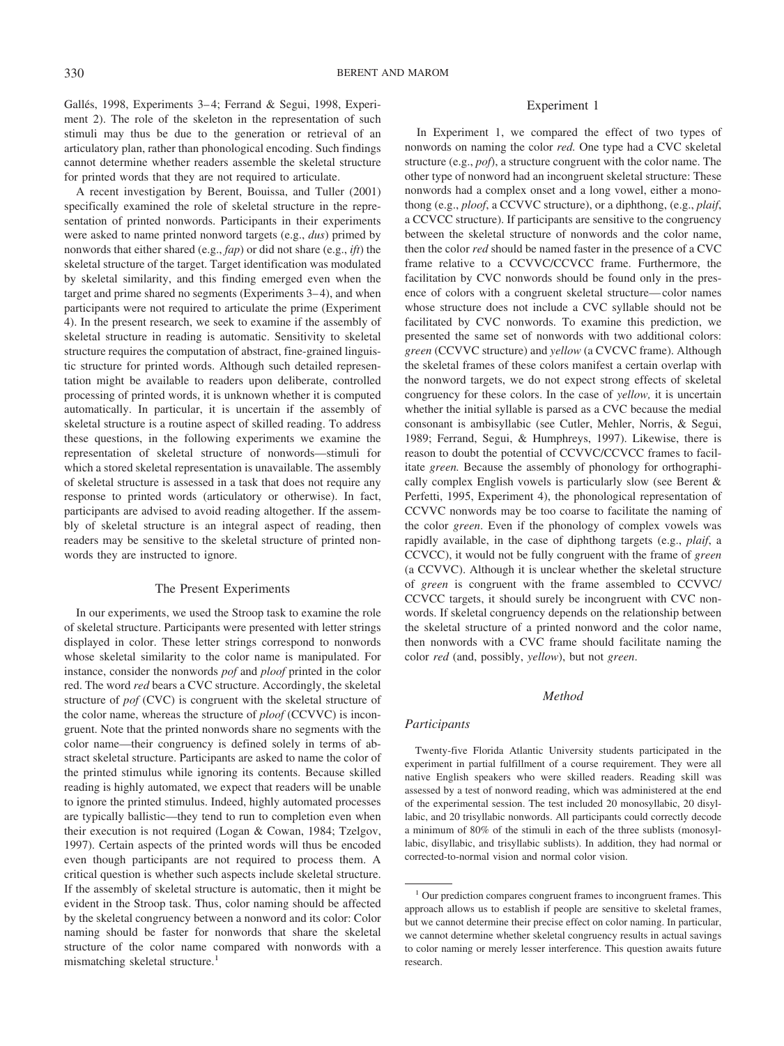Gallés, 1998, Experiments 3–4; Ferrand & Segui, 1998, Experiment 2). The role of the skeleton in the representation of such stimuli may thus be due to the generation or retrieval of an articulatory plan, rather than phonological encoding. Such findings cannot determine whether readers assemble the skeletal structure for printed words that they are not required to articulate.

A recent investigation by Berent, Bouissa, and Tuller (2001) specifically examined the role of skeletal structure in the representation of printed nonwords. Participants in their experiments were asked to name printed nonword targets (e.g., *dus*) primed by nonwords that either shared (e.g., *fap*) or did not share (e.g., *ift*) the skeletal structure of the target. Target identification was modulated by skeletal similarity, and this finding emerged even when the target and prime shared no segments (Experiments 3–4), and when participants were not required to articulate the prime (Experiment 4). In the present research, we seek to examine if the assembly of skeletal structure in reading is automatic. Sensitivity to skeletal structure requires the computation of abstract, fine-grained linguistic structure for printed words. Although such detailed representation might be available to readers upon deliberate, controlled processing of printed words, it is unknown whether it is computed automatically. In particular, it is uncertain if the assembly of skeletal structure is a routine aspect of skilled reading. To address these questions, in the following experiments we examine the representation of skeletal structure of nonwords—stimuli for which a stored skeletal representation is unavailable. The assembly of skeletal structure is assessed in a task that does not require any response to printed words (articulatory or otherwise). In fact, participants are advised to avoid reading altogether. If the assembly of skeletal structure is an integral aspect of reading, then readers may be sensitive to the skeletal structure of printed nonwords they are instructed to ignore.

## The Present Experiments

In our experiments, we used the Stroop task to examine the role of skeletal structure. Participants were presented with letter strings displayed in color. These letter strings correspond to nonwords whose skeletal similarity to the color name is manipulated. For instance, consider the nonwords *pof* and *ploof* printed in the color red. The word *red* bears a CVC structure. Accordingly, the skeletal structure of *pof* (CVC) is congruent with the skeletal structure of the color name, whereas the structure of *ploof* (CCVVC) is incongruent. Note that the printed nonwords share no segments with the color name—their congruency is defined solely in terms of abstract skeletal structure. Participants are asked to name the color of the printed stimulus while ignoring its contents. Because skilled reading is highly automated, we expect that readers will be unable to ignore the printed stimulus. Indeed, highly automated processes are typically ballistic—they tend to run to completion even when their execution is not required (Logan & Cowan, 1984; Tzelgov, 1997). Certain aspects of the printed words will thus be encoded even though participants are not required to process them. A critical question is whether such aspects include skeletal structure. If the assembly of skeletal structure is automatic, then it might be evident in the Stroop task. Thus, color naming should be affected by the skeletal congruency between a nonword and its color: Color naming should be faster for nonwords that share the skeletal structure of the color name compared with nonwords with a mismatching skeletal structure.[1]

## Experiment 1

In Experiment 1, we compared the effect of two types of nonwords on naming the color *red.* One type had a CVC skeletal structure (e.g., *pof*), a structure congruent with the color name. The other type of nonword had an incongruent skeletal structure: These nonwords had a complex onset and a long vowel, either a monothong (e.g., *ploof*, a CCVVC structure), or a diphthong, (e.g., *plaif*, a CCVCC structure). If participants are sensitive to the congruency between the skeletal structure of nonwords and the color name, then the color *red* should be named faster in the presence of a CVC frame relative to a CCVVC/CCVCC frame. Furthermore, the facilitation by CVC nonwords should be found only in the presence of colors with a congruent skeletal structure—color names whose structure does not include a CVC syllable should not be facilitated by CVC nonwords. To examine this prediction, we presented the same set of nonwords with two additional colors: *green* (CCVVC structure) and *yellow* (a CVCVC frame). Although the skeletal frames of these colors manifest a certain overlap with the nonword targets, we do not expect strong effects of skeletal congruency for these colors. In the case of *yellow,* it is uncertain whether the initial syllable is parsed as a CVC because the medial consonant is ambisyllabic (see Cutler, Mehler, Norris, & Segui, 1989; Ferrand, Segui, & Humphreys, 1997). Likewise, there is reason to doubt the potential of CCVVC/CCVCC frames to facilitate *green.* Because the assembly of phonology for orthographically complex English vowels is particularly slow (see Berent & Perfetti, 1995, Experiment 4), the phonological representation of CCVVC nonwords may be too coarse to facilitate the naming of the color *green*. Even if the phonology of complex vowels was rapidly available, in the case of diphthong targets (e.g., *plaif*, a CCVCC), it would not be fully congruent with the frame of *green* (a CCVVC). Although it is unclear whether the skeletal structure of *green* is congruent with the frame assembled to CCVVC/CCVCC targets, it should surely be incongruent with CVC nonwords. If skeletal congruency depends on the relationship between the skeletal structure of a printed nonword and the color name, then nonwords with a CVC frame should facilitate naming the color *red* (and, possibly, *yellow*), but not *green*.

### Method

#### Participants

Twenty-five Florida Atlantic University students participated in the experiment in partial fulfillment of a course requirement. They were all native English speakers who were skilled readers. Reading skill was assessed by a test of nonword reading, which was administered at the end of the experimental session. The test included 20 monosyllabic, 20 disyllabic, and 20 trisyllabic nonwords. All participants could correctly decode a minimum of 80% of the stimuli in each of the three sublists (monosyllabic, disyllabic, and trisyllabic sublists). In addition, they had normal or corrected-to-normal vision and normal color vision.

[1] Our prediction compares congruent frames to incongruent frames. This approach allows us to establish if people are sensitive to skeletal frames, but we cannot determine their precise effect on color naming. In particular, we cannot determine whether skeletal congruency results in actual savings to color naming or merely lesser interference. This question awaits future research.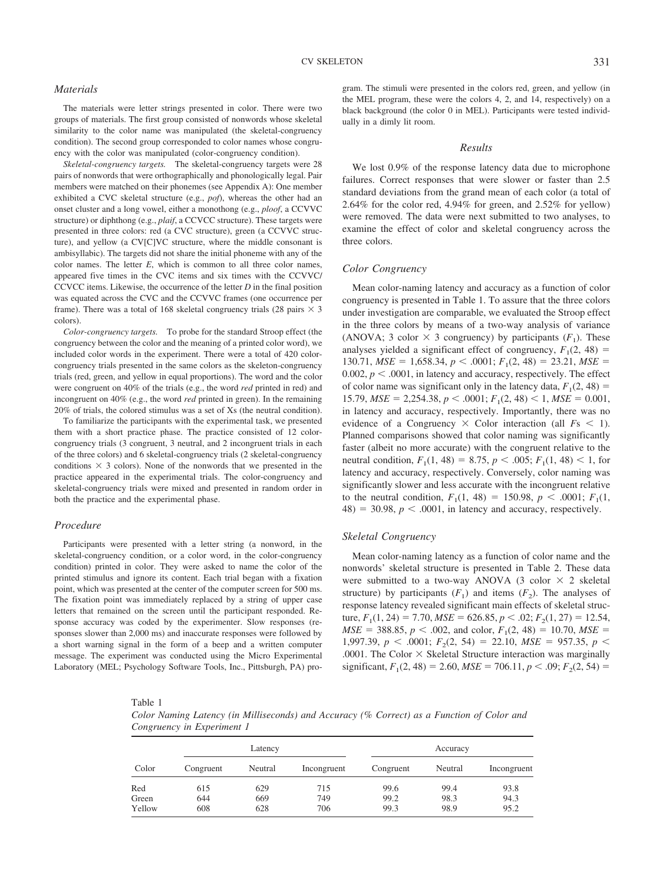### Materials

The materials were letter strings presented in color. There were two groups of materials. The first group consisted of nonwords whose skeletal similarity to the color name was manipulated (the skeletal-congruency condition). The second group corresponded to color names whose congruency with the color was manipulated (color-congruency condition).

*Skeletal-congruency targets.* The skeletal-congruency targets were 28 pairs of nonwords that were orthographically and phonologically legal. Pair members were matched on their phonemes (see Appendix A): One member exhibited a CVC skeletal structure (e.g., *pof*), whereas the other had an onset cluster and a long vowel, either a monothong (e.g., *ploof*, a CCVVC structure) or diphthong (e.g., *plaif*, a CCVCC structure). These targets were presented in three colors: red (a CVC structure), green (a CCVVC structure), and yellow (a CV[C]VC structure, where the middle consonant is ambisyllabic). The targets did not share the initial phoneme with any of the color names. The letter *E*, which is common to all three color names, appeared five times in the CVC items and six times with the CCVVC/CCVCC items. Likewise, the occurrence of the letter *D* in the final position was equated across the CVC and the CCVVC frames (one occurrence per frame). There was a total of 168 skeletal congruency trials (28 pairs × 3 colors).

*Color-congruency targets.* To probe for the standard Stroop effect (the congruency between the color and the meaning of a printed color word), we included color words in the experiment. There were a total of 420 color-congruency trials presented in the same colors as the skeleton-congruency trials (red, green, and yellow in equal proportions). The word and the color were congruent on 40% of the trials (e.g., the word *red* printed in red) and incongruent on 40% (e.g., the word *red* printed in green). In the remaining 20% of trials, the colored stimulus was a set of Xs (the neutral condition).

To familiarize the participants with the experimental task, we presented them with a short practice phase. The practice consisted of 12 color-congruency trials (3 congruent, 3 neutral, and 2 incongruent trials in each of the three colors) and 6 skeletal-congruency trials (2 skeletal-congruency conditions × 3 colors). None of the nonwords that we presented in the practice appeared in the experimental trials. The color-congruency and skeletal-congruency trials were mixed and presented in random order in both the practice and the experimental phase.

### Procedure

Participants were presented with a letter string (a nonword, in the skeletal-congruency condition, or a color word, in the color-congruency condition) printed in color. They were asked to name the color of the printed stimulus and ignore its content. Each trial began with a fixation point, which was presented at the center of the computer screen for 500 ms. The fixation point was immediately replaced by a string of upper case letters that remained on the screen until the participant responded. Response accuracy was coded by the experimenter. Slow responses (responses slower than 2,000 ms) and inaccurate responses were followed by a short warning signal in the form of a beep and a written computer message. The experiment was conducted using the Micro Experimental Laboratory (MEL; Psychology Software Tools, Inc., Pittsburgh, PA) program. The stimuli were presented in the colors red, green, and yellow (in the MEL program, these were the colors 4, 2, and 14, respectively) on a black background (the color 0 in MEL). Participants were tested individually in a dimly lit room.

### Results

We lost 0.9% of the response latency data due to microphone failures. Correct responses that were slower or faster than 2.5 standard deviations from the grand mean of each color (a total of 2.64% for the color red, 4.94% for green, and 2.52% for yellow) were removed. The data were next submitted to two analyses, to examine the effect of color and skeletal congruency across the three colors.

### Color Congruency

Mean color-naming latency and accuracy as a function of color congruency is presented in Table 1. To assure that the three colors under investigation are comparable, we evaluated the Stroop effect in the three colors by means of a two-way analysis of variance (ANOVA; 3 color × 3 congruency) by participants ($F_1$). These analyses yielded a significant effect of congruency, $F_1(2, 48) = 130.71$, $MSE = 1{,}658.34$, $p < .0001$; $F_1(2, 48) = 23.21$, $MSE = 0.002$, $p < .0001$, in latency and accuracy, respectively. The effect of color name was significant only in the latency data, $F_1(2, 48) = 15.79$, $MSE = 2{,}254.38$, $p < .0001$; $F_1(2, 48) < 1$, $MSE = 0.001$, in latency and accuracy, respectively. Importantly, there was no evidence of a Congruency × Color interaction (all $F$s $< 1$). Planned comparisons showed that color naming was significantly faster (albeit no more accurate) with the congruent relative to the neutral condition, $F_1(1, 48) = 8.75$, $p < .005$; $F_1(1, 48) < 1$, for latency and accuracy, respectively. Conversely, color naming was significantly slower and less accurate with the incongruent relative to the neutral condition, $F_1(1, 48) = 150.98$, $p < .0001$; $F_1(1, 48) = 30.98$, $p < .0001$, in latency and accuracy, respectively.

### Skeletal Congruency

Mean color-naming latency as a function of color name and the nonwords' skeletal structure is presented in Table 2. These data were submitted to a two-way ANOVA (3 color × 2 skeletal structure) by participants ($F_1$) and items ($F_2$). The analyses of response latency revealed significant main effects of skeletal structure, $F_1(1, 24) = 7.70$, $MSE = 626.85$, $p < .02$; $F_2(1, 27) = 12.54$, $MSE = 388.85$, $p < .002$, and color, $F_1(2, 48) = 10.70$, $MSE = 1{,}997.39$, $p < .0001$; $F_2(2, 54) = 22.10$, $MSE = 957.35$, $p < .0001$. The Color × Skeletal Structure interaction was marginally significant, $F_1(2, 48) = 2.60$, $MSE = 706.11$, $p < .09$; $F_2(2, 54) =$

Table 1
*Color Naming Latency (in Milliseconds) and Accuracy (% Correct) as a Function of Color and Congruency in Experiment 1*

| Color | Latency | | | Accuracy | | |
|---|---|---|---|---|---|---|
| | Congruent | Neutral | Incongruent | Congruent | Neutral | Incongruent |
| Red | 615 | 629 | 715 | 99.6 | 99.4 | 93.8 |
| Green | 644 | 669 | 749 | 99.2 | 98.3 | 94.3 |
| Yellow | 608 | 628 | 706 | 99.3 | 98.9 | 95.2 |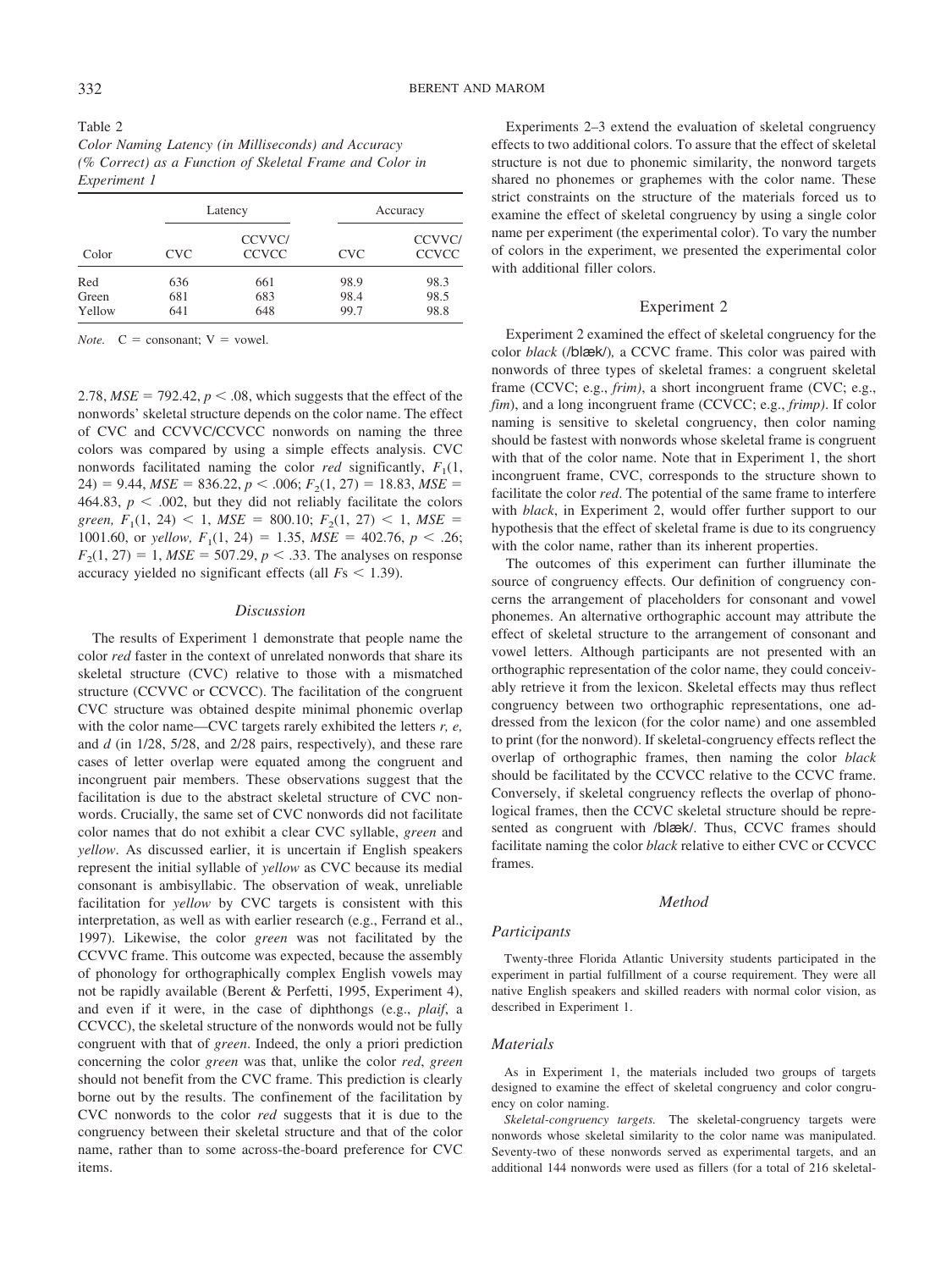Table 2
*Color Naming Latency (in Milliseconds) and Accuracy (% Correct) as a Function of Skeletal Frame and Color in Experiment 1*

| Color | Latency | | Accuracy | |
|---|---|---|---|---|
| | CVC | CCVVC/ CCVCC | CVC | CCVVC/ CCVCC |
| Red | 636 | 661 | 98.9 | 98.3 |
| Green | 681 | 683 | 98.4 | 98.5 |
| Yellow | 641 | 648 | 99.7 | 98.8 |

*Note.* C = consonant; V = vowel.

2.78, $MSE = 792.42$, $p < .08$, which suggests that the effect of the nonwords' skeletal structure depends on the color name. The effect of CVC and CCVVC/CCVCC nonwords on naming the three colors was compared by using a simple effects analysis. CVC nonwords facilitated naming the color *red* significantly, $F_1(1, 24) = 9.44$, $MSE = 836.22$, $p < .006$; $F_2(1, 27) = 18.83$, $MSE = 464.83$, $p < .002$, but they did not reliably facilitate the colors *green,* $F_1(1, 24) < 1$, $MSE = 800.10$; $F_2(1, 27) < 1$, $MSE = 1001.60$, or *yellow,* $F_1(1, 24) = 1.35$, $MSE = 402.76$, $p < .26$; $F_2(1, 27) = 1$, $MSE = 507.29$, $p < .33$. The analyses on response accuracy yielded no significant effects (all $F$s $< 1.39$).

### Discussion

The results of Experiment 1 demonstrate that people name the color *red* faster in the context of unrelated nonwords that share its skeletal structure (CVC) relative to those with a mismatched structure (CCVVC or CCVCC). The facilitation of the congruent CVC structure was obtained despite minimal phonemic overlap with the color name—CVC targets rarely exhibited the letters *r, e,* and *d* (in 1/28, 5/28, and 2/28 pairs, respectively), and these rare cases of letter overlap were equated among the congruent and incongruent pair members. These observations suggest that the facilitation is due to the abstract skeletal structure of CVC nonwords. Crucially, the same set of CVC nonwords did not facilitate color names that do not exhibit a clear CVC syllable, *green* and *yellow*. As discussed earlier, it is uncertain if English speakers represent the initial syllable of *yellow* as CVC because its medial consonant is ambisyllabic. The observation of weak, unreliable facilitation for *yellow* by CVC targets is consistent with this interpretation, as well as with earlier research (e.g., Ferrand et al., 1997). Likewise, the color *green* was not facilitated by the CCVVC frame. This outcome was expected, because the assembly of phonology for orthographically complex English vowels may not be rapidly available (Berent & Perfetti, 1995, Experiment 4), and even if it were, in the case of diphthongs (e.g., *plaif*, a CCVCC), the skeletal structure of the nonwords would not be fully congruent with that of *green*. Indeed, the only a priori prediction concerning the color *green* was that, unlike the color *red*, *green* should not benefit from the CVC frame. This prediction is clearly borne out by the results. The confinement of the facilitation by CVC nonwords to the color *red* suggests that it is due to the congruency between their skeletal structure and that of the color name, rather than to some across-the-board preference for CVC items.

Experiments 2–3 extend the evaluation of skeletal congruency effects to two additional colors. To assure that the effect of skeletal structure is not due to phonemic similarity, the nonword targets shared no phonemes or graphemes with the color name. These strict constraints on the structure of the materials forced us to examine the effect of skeletal congruency by using a single color name per experiment (the experimental color). To vary the number of colors in the experiment, we presented the experimental color with additional filler colors.

## Experiment 2

Experiment 2 examined the effect of skeletal congruency for the color *black* (/blæk/), a CCVC frame. This color was paired with nonwords of three types of skeletal frames: a congruent skeletal frame (CCVC; e.g., *frim)*, a short incongruent frame (CVC; e.g., *fim*), and a long incongruent frame (CCVCC; e.g., *frimp)*. If color naming is sensitive to skeletal congruency, then color naming should be fastest with nonwords whose skeletal frame is congruent with that of the color name. Note that in Experiment 1, the short incongruent frame, CVC, corresponds to the structure shown to facilitate the color *red*. The potential of the same frame to interfere with *black*, in Experiment 2, would offer further support to our hypothesis that the effect of skeletal frame is due to its congruency with the color name, rather than its inherent properties.

The outcomes of this experiment can further illuminate the source of congruency effects. Our definition of congruency concerns the arrangement of placeholders for consonant and vowel phonemes. An alternative orthographic account may attribute the effect of skeletal structure to the arrangement of consonant and vowel letters. Although participants are not presented with an orthographic representation of the color name, they could conceivably retrieve it from the lexicon. Skeletal effects may thus reflect congruency between two orthographic representations, one addressed from the lexicon (for the color name) and one assembled to print (for the nonword). If skeletal-congruency effects reflect the overlap of orthographic frames, then naming the color *black* should be facilitated by the CCVCC relative to the CCVC frame. Conversely, if skeletal congruency reflects the overlap of phonological frames, then the CCVC skeletal structure should be represented as congruent with /blæk/. Thus, CCVC frames should facilitate naming the color *black* relative to either CVC or CCVCC frames.

### Method

#### Participants

Twenty-three Florida Atlantic University students participated in the experiment in partial fulfillment of a course requirement. They were all native English speakers and skilled readers with normal color vision, as described in Experiment 1.

#### Materials

As in Experiment 1, the materials included two groups of targets designed to examine the effect of skeletal congruency and color congruency on color naming.

*Skeletal-congruency targets.* The skeletal-congruency targets were nonwords whose skeletal similarity to the color name was manipulated. Seventy-two of these nonwords served as experimental targets, and an additional 144 nonwords were used as fillers (for a total of 216 skeletal-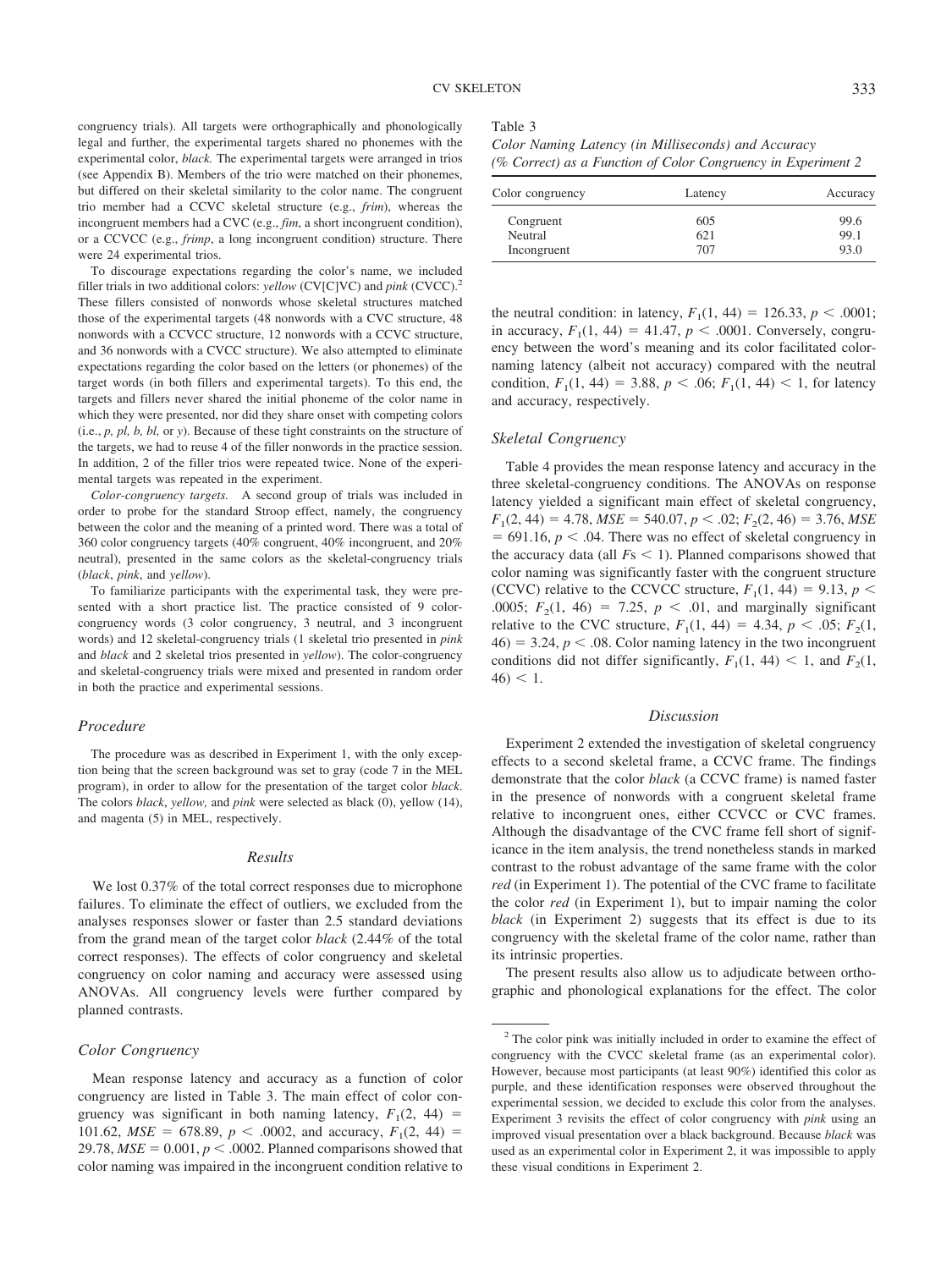congruency trials). All targets were orthographically and phonologically legal and further, the experimental targets shared no phonemes with the experimental color, *black*. The experimental targets were arranged in trios (see Appendix B). Members of the trio were matched on their phonemes, but differed on their skeletal similarity to the color name. The congruent trio member had a CCVC skeletal structure (e.g., *frim*), whereas the incongruent members had a CVC (e.g., *fim*, a short incongruent condition), or a CCVCC (e.g., *frimp*, a long incongruent condition) structure. There were 24 experimental trios.

To discourage expectations regarding the color's name, we included filler trials in two additional colors: *yellow* (CV[C]VC) and *pink* (CVCC).[2] These fillers consisted of nonwords whose skeletal structures matched those of the experimental targets (48 nonwords with a CVC structure, 48 nonwords with a CCVCC structure, 12 nonwords with a CCVC structure, and 36 nonwords with a CVCC structure). We also attempted to eliminate expectations regarding the color based on the letters (or phonemes) of the target words (in both fillers and experimental targets). To this end, the targets and fillers never shared the initial phoneme of the color name in which they were presented, nor did they share onset with competing colors (i.e., *p, pl, b, bl,* or *y*). Because of these tight constraints on the structure of the targets, we had to reuse 4 of the filler nonwords in the practice session. In addition, 2 of the filler trios were repeated twice. None of the experimental targets was repeated in the experiment.

*Color-congruency targets.* A second group of trials was included in order to probe for the standard Stroop effect, namely, the congruency between the color and the meaning of a printed word. There was a total of 360 color congruency targets (40% congruent, 40% incongruent, and 20% neutral), presented in the same colors as the skeletal-congruency trials (*black*, *pink*, and *yellow*).

To familiarize participants with the experimental task, they were presented with a short practice list. The practice consisted of 9 color-congruency words (3 color congruency, 3 neutral, and 3 incongruent words) and 12 skeletal-congruency trials (1 skeletal trio presented in *pink* and *black* and 2 skeletal trios presented in *yellow*). The color-congruency and skeletal-congruency trials were mixed and presented in random order in both the practice and experimental sessions.

### *Procedure*

The procedure was as described in Experiment 1, with the only exception being that the screen background was set to gray (code 7 in the MEL program), in order to allow for the presentation of the target color *black*. The colors *black*, *yellow,* and *pink* were selected as black (0), yellow (14), and magenta (5) in MEL, respectively.

## *Results*

We lost 0.37% of the total correct responses due to microphone failures. To eliminate the effect of outliers, we excluded from the analyses responses slower or faster than 2.5 standard deviations from the grand mean of the target color *black* (2.44% of the total correct responses). The effects of color congruency and skeletal congruency on color naming and accuracy were assessed using ANOVAs. All congruency levels were further compared by planned contrasts.

### *Color Congruency*

Mean response latency and accuracy as a function of color congruency are listed in Table 3. The main effect of color congruency was significant in both naming latency, $F_1(2, 44) = 101.62$, $MSE = 678.89$, $p < .0002$, and accuracy, $F_1(2, 44) = 29.78$, $MSE = 0.001$, $p < .0002$. Planned comparisons showed that color naming was impaired in the incongruent condition relative to the neutral condition: in latency, $F_1(1, 44) = 126.33$, $p < .0001$; in accuracy, $F_1(1, 44) = 41.47$, $p < .0001$. Conversely, congruency between the word's meaning and its color facilitated color-naming latency (albeit not accuracy) compared with the neutral condition, $F_1(1, 44) = 3.88$, $p < .06$; $F_1(1, 44) < 1$, for latency and accuracy, respectively.

Table 3
*Color Naming Latency (in Milliseconds) and Accuracy (% Correct) as a Function of Color Congruency in Experiment 2*

| Color congruency | Latency | Accuracy |
|---|---|---|
| Congruent | 605 | 99.6 |
| Neutral | 621 | 99.1 |
| Incongruent | 707 | 93.0 |

### *Skeletal Congruency*

Table 4 provides the mean response latency and accuracy in the three skeletal-congruency conditions. The ANOVAs on response latency yielded a significant main effect of skeletal congruency, $F_1(2, 44) = 4.78$, $MSE = 540.07$, $p < .02$; $F_2(2, 46) = 3.76$, $MSE = 691.16$, $p < .04$. There was no effect of skeletal congruency in the accuracy data (all $Fs < 1$). Planned comparisons showed that color naming was significantly faster with the congruent structure (CCVC) relative to the CCVCC structure, $F_1(1, 44) = 9.13$, $p < .0005$; $F_2(1, 46) = 7.25$, $p < .01$, and marginally significant relative to the CVC structure, $F_1(1, 44) = 4.34$, $p < .05$; $F_2(1, 46) = 3.24$, $p < .08$. Color naming latency in the two incongruent conditions did not differ significantly, $F_1(1, 44) < 1$, and $F_2(1, 46) < 1$.

## *Discussion*

Experiment 2 extended the investigation of skeletal congruency effects to a second skeletal frame, a CCVC frame. The findings demonstrate that the color *black* (a CCVC frame) is named faster in the presence of nonwords with a congruent skeletal frame relative to incongruent ones, either CCVCC or CVC frames. Although the disadvantage of the CVC frame fell short of significance in the item analysis, the trend nonetheless stands in marked contrast to the robust advantage of the same frame with the color *red* (in Experiment 1). The potential of the CVC frame to facilitate the color *red* (in Experiment 1), but to impair naming the color *black* (in Experiment 2) suggests that its effect is due to its congruency with the skeletal frame of the color name, rather than its intrinsic properties.

The present results also allow us to adjudicate between orthographic and phonological explanations for the effect. The color

[2] The color pink was initially included in order to examine the effect of congruency with the CVCC skeletal frame (as an experimental color). However, because most participants (at least 90%) identified this color as purple, and these identification responses were observed throughout the experimental session, we decided to exclude this color from the analyses. Experiment 3 revisits the effect of color congruency with *pink* using an improved visual presentation over a black background. Because *black* was used as an experimental color in Experiment 2, it was impossible to apply these visual conditions in Experiment 2.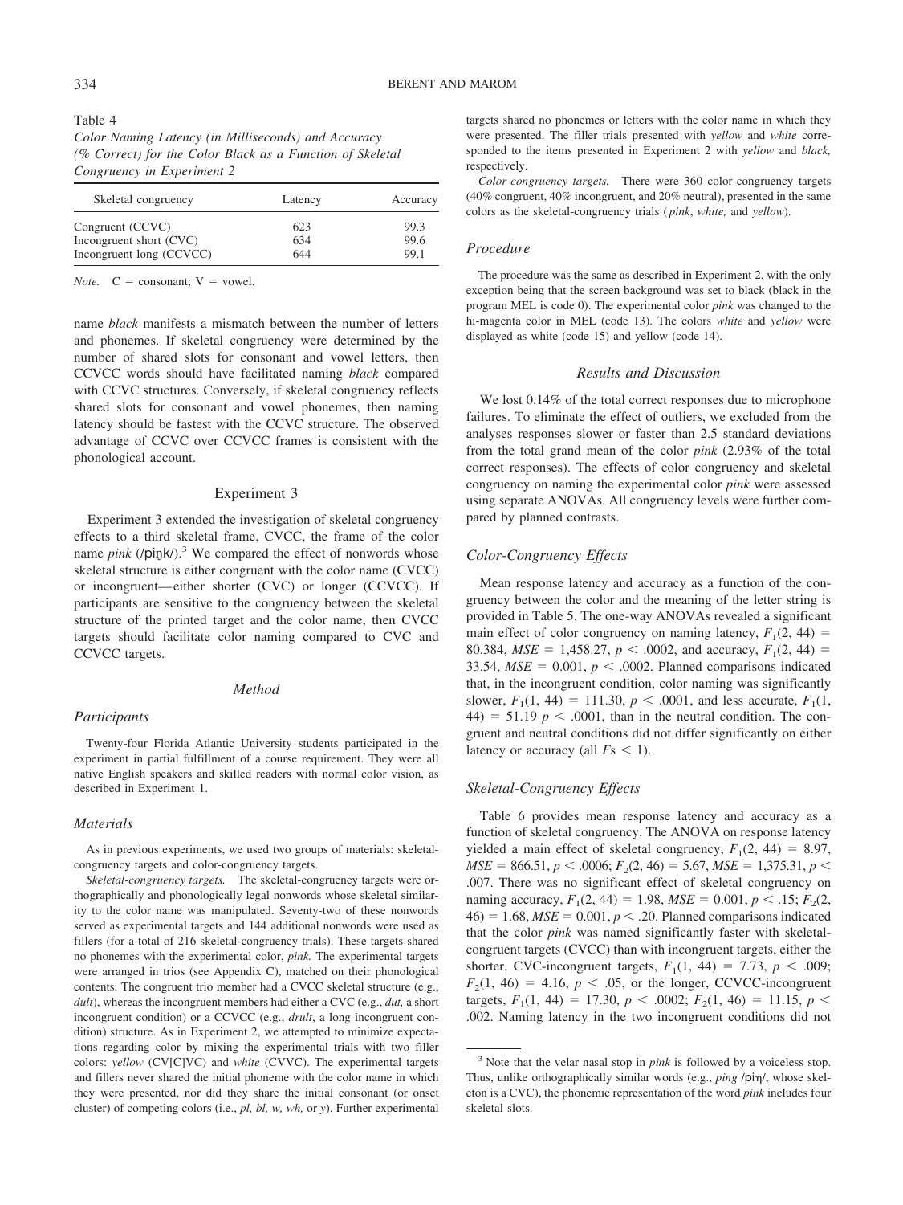Table 4
*Color Naming Latency (in Milliseconds) and Accuracy (% Correct) for the Color Black as a Function of Skeletal Congruency in Experiment 2*

| Skeletal congruency | Latency | Accuracy |
|---|---|---|
| Congruent (CCVC) | 623 | 99.3 |
| Incongruent short (CVC) | 634 | 99.6 |
| Incongruent long (CCVCC) | 644 | 99.1 |

*Note.* C = consonant; V = vowel.

name *black* manifests a mismatch between the number of letters and phonemes. If skeletal congruency were determined by the number of shared slots for consonant and vowel letters, then CCVCC words should have facilitated naming *black* compared with CCVC structures. Conversely, if skeletal congruency reflects shared slots for consonant and vowel phonemes, then naming latency should be fastest with the CCVC structure. The observed advantage of CCVC over CCVCC frames is consistent with the phonological account.

## Experiment 3

Experiment 3 extended the investigation of skeletal congruency effects to a third skeletal frame, CVCC, the frame of the color name *pink* (/pɪŋk/).[3] We compared the effect of nonwords whose skeletal structure is either congruent with the color name (CVCC) or incongruent—either shorter (CVC) or longer (CCVCC). If participants are sensitive to the congruency between the skeletal structure of the printed target and the color name, then CVCC targets should facilitate color naming compared to CVC and CCVCC targets.

### Method

#### Participants

Twenty-four Florida Atlantic University students participated in the experiment in partial fulfillment of a course requirement. They were all native English speakers and skilled readers with normal color vision, as described in Experiment 1.

#### Materials

As in previous experiments, we used two groups of materials: skeletal-congruency targets and color-congruency targets.

*Skeletal-congruency targets.* The skeletal-congruency targets were orthographically and phonologically legal nonwords whose skeletal similarity to the color name was manipulated. Seventy-two of these nonwords served as experimental targets and 144 additional nonwords were used as fillers (for a total of 216 skeletal-congruency trials). These targets shared no phonemes with the experimental color, *pink.* The experimental targets were arranged in trios (see Appendix C), matched on their phonological contents. The congruent trio member had a CVCC skeletal structure (e.g., *dult*), whereas the incongruent members had either a CVC (e.g., *dut,* a short incongruent condition) or a CCVCC (e.g., *drult*, a long incongruent condition) structure. As in Experiment 2, we attempted to minimize expectations regarding color by mixing the experimental trials with two filler colors: *yellow* (CV[C]VC) and *white* (CVVC). The experimental targets and fillers never shared the initial phoneme with the color name in which they were presented, nor did they share the initial consonant (or onset cluster) of competing colors (i.e., *pl, bl, w, wh,* or *y*). Further experimental targets shared no phonemes or letters with the color name in which they were presented. The filler trials presented with *yellow* and *white* corresponded to the items presented in Experiment 2 with *yellow* and *black,* respectively.

*Color-congruency targets.* There were 360 color-congruency targets (40% congruent, 40% incongruent, and 20% neutral), presented in the same colors as the skeletal-congruency trials (*pink*, *white,* and *yellow*).

#### Procedure

The procedure was the same as described in Experiment 2, with the only exception being that the screen background was set to black (black in the program MEL is code 0). The experimental color *pink* was changed to the hi-magenta color in MEL (code 13). The colors *white* and *yellow* were displayed as white (code 15) and yellow (code 14).

### Results and Discussion

We lost 0.14% of the total correct responses due to microphone failures. To eliminate the effect of outliers, we excluded from the analyses responses slower or faster than 2.5 standard deviations from the total grand mean of the color *pink* (2.93% of the total correct responses). The effects of color congruency and skeletal congruency on naming the experimental color *pink* were assessed using separate ANOVAs. All congruency levels were further compared by planned contrasts.

#### Color-Congruency Effects

Mean response latency and accuracy as a function of the congruency between the color and the meaning of the letter string is provided in Table 5. The one-way ANOVAs revealed a significant main effect of color congruency on naming latency, $F_1(2, 44) = 80.384$, $MSE = 1{,}458.27$, $p < .0002$, and accuracy, $F_1(2, 44) = 33.54$, $MSE = 0.001$, $p < .0002$. Planned comparisons indicated that, in the incongruent condition, color naming was significantly slower, $F_1(1, 44) = 111.30$, $p < .0001$, and less accurate, $F_1(1, 44) = 51.19$ $p < .0001$, than in the neutral condition. The congruent and neutral conditions did not differ significantly on either latency or accuracy (all $F\text{s} < 1$).

#### Skeletal-Congruency Effects

Table 6 provides mean response latency and accuracy as a function of skeletal congruency. The ANOVA on response latency yielded a main effect of skeletal congruency, $F_1(2, 44) = 8.97$, $MSE = 866.51$, $p < .0006$; $F_2(2, 46) = 5.67$, $MSE = 1{,}375.31$, $p < .007$. There was no significant effect of skeletal congruency on naming accuracy, $F_1(2, 44) = 1.98$, $MSE = 0.001$, $p < .15$; $F_2(2, 46) = 1.68$, $MSE = 0.001$, $p < .20$. Planned comparisons indicated that the color *pink* was named significantly faster with skeletal-congruent targets (CVCC) than with incongruent targets, either the shorter, CVC-incongruent targets, $F_1(1, 44) = 7.73$, $p < .009$; $F_2(1, 46) = 4.16$, $p < .05$, or the longer, CCVCC-incongruent targets, $F_1(1, 44) = 17.30$, $p < .0002$; $F_2(1, 46) = 11.15$, $p < .002$. Naming latency in the two incongruent conditions did not

[3] Note that the velar nasal stop in *pink* is followed by a voiceless stop. Thus, unlike orthographically similar words (e.g., *ping* /pɪŋ/, whose skeleton is a CVC), the phonemic representation of the word *pink* includes four skeletal slots.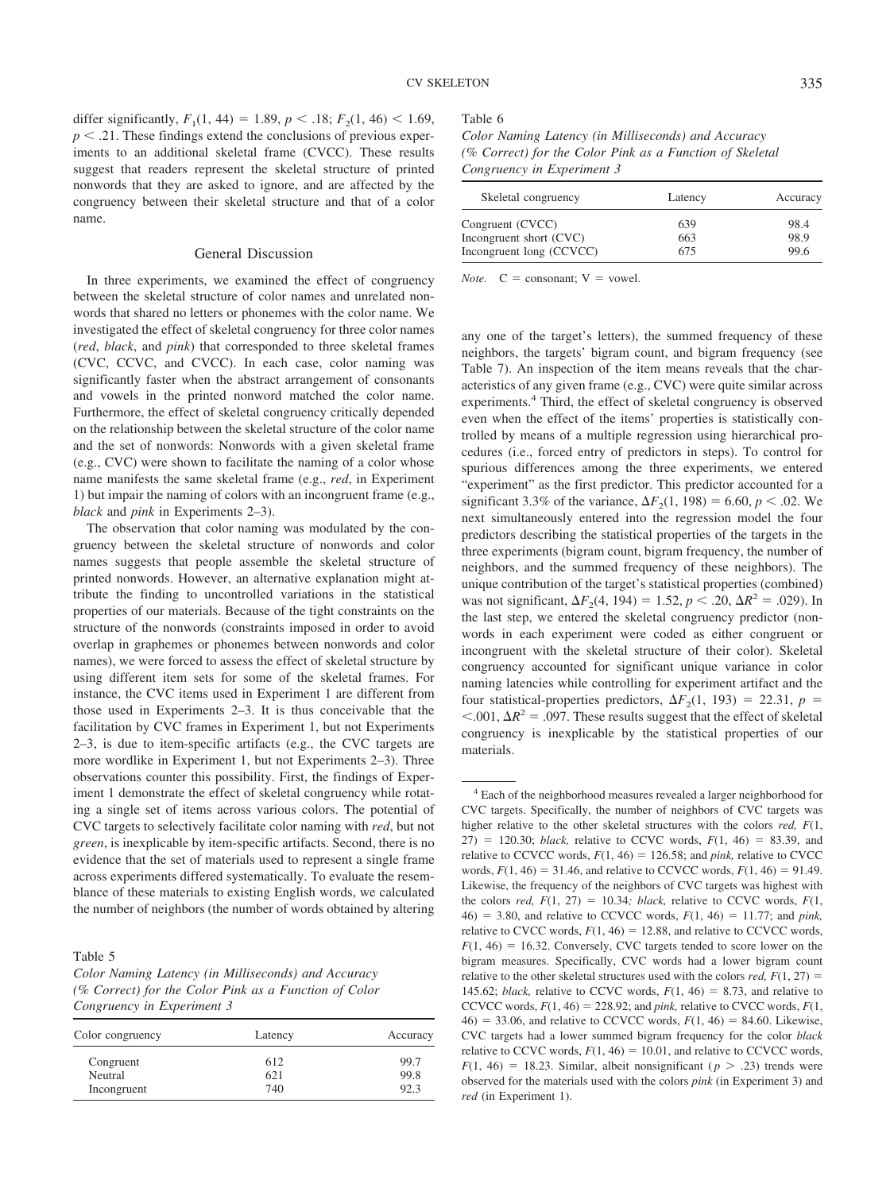differ significantly, $F_1(1, 44) = 1.89$, $p < .18$; $F_2(1, 46) < 1.69$, $p < .21$. These findings extend the conclusions of previous experiments to an additional skeletal frame (CVCC). These results suggest that readers represent the skeletal structure of printed nonwords that they are asked to ignore, and are affected by the congruency between their skeletal structure and that of a color name.

## General Discussion

In three experiments, we examined the effect of congruency between the skeletal structure of color names and unrelated nonwords that shared no letters or phonemes with the color name. We investigated the effect of skeletal congruency for three color names (*red*, *black*, and *pink*) that corresponded to three skeletal frames (CVC, CCVC, and CVCC). In each case, color naming was significantly faster when the abstract arrangement of consonants and vowels in the printed nonword matched the color name. Furthermore, the effect of skeletal congruency critically depended on the relationship between the skeletal structure of the color name and the set of nonwords: Nonwords with a given skeletal frame (e.g., CVC) were shown to facilitate the naming of a color whose name manifests the same skeletal frame (e.g., *red*, in Experiment 1) but impair the naming of colors with an incongruent frame (e.g., *black* and *pink* in Experiments 2–3).

The observation that color naming was modulated by the congruency between the skeletal structure of nonwords and color names suggests that people assemble the skeletal structure of printed nonwords. However, an alternative explanation might attribute the finding to uncontrolled variations in the statistical properties of our materials. Because of the tight constraints on the structure of the nonwords (constraints imposed in order to avoid overlap in graphemes or phonemes between nonwords and color names), we were forced to assess the effect of skeletal structure by using different item sets for some of the skeletal frames. For instance, the CVC items used in Experiment 1 are different from those used in Experiments 2–3. It is thus conceivable that the facilitation by CVC frames in Experiment 1, but not Experiments 2–3, is due to item-specific artifacts (e.g., the CVC targets are more wordlike in Experiment 1, but not Experiments 2–3). Three observations counter this possibility. First, the findings of Experiment 1 demonstrate the effect of skeletal congruency while rotating a single set of items across various colors. The potential of CVC targets to selectively facilitate color naming with *red*, but not *green*, is inexplicable by item-specific artifacts. Second, there is no evidence that the set of materials used to represent a single frame across experiments differed systematically. To evaluate the resemblance of these materials to existing English words, we calculated the number of neighbors (the number of words obtained by altering any one of the target's letters), the summed frequency of these neighbors, the targets' bigram count, and bigram frequency (see Table 7). An inspection of the item means reveals that the characteristics of any given frame (e.g., CVC) were quite similar across experiments.[4] Third, the effect of skeletal congruency is observed even when the effect of the items' properties is statistically controlled by means of a multiple regression using hierarchical procedures (i.e., forced entry of predictors in steps). To control for spurious differences among the three experiments, we entered "experiment" as the first predictor. This predictor accounted for a significant 3.3% of the variance, $\Delta F_2(1, 198) = 6.60$, $p < .02$. We next simultaneously entered into the regression model the four predictors describing the statistical properties of the targets in the three experiments (bigram count, bigram frequency, the number of neighbors, and the summed frequency of these neighbors). The unique contribution of the target's statistical properties (combined) was not significant, $\Delta F_2(4, 194) = 1.52$, $p < .20$, $\Delta R^2 = .029$). In the last step, we entered the skeletal congruency predictor (nonwords in each experiment were coded as either congruent or incongruent with the skeletal structure of their color). Skeletal congruency accounted for significant unique variance in color naming latencies while controlling for experiment artifact and the four statistical-properties predictors, $\Delta F_2(1, 193) = 22.31$, $p = <.001$, $\Delta R^2 = .097$. These results suggest that the effect of skeletal congruency is inexplicable by the statistical properties of our materials.

Table 5
*Color Naming Latency (in Milliseconds) and Accuracy (% Correct) for the Color Pink as a Function of Color Congruency in Experiment 3*

| Color congruency | Latency | Accuracy |
|---|---|---|
| Congruent | 612 | 99.7 |
| Neutral | 621 | 99.8 |
| Incongruent | 740 | 92.3 |

Table 6
*Color Naming Latency (in Milliseconds) and Accuracy (% Correct) for the Color Pink as a Function of Skeletal Congruency in Experiment 3*

| Skeletal congruency | Latency | Accuracy |
|---|---|---|
| Congruent (CVCC) | 639 | 98.4 |
| Incongruent short (CVC) | 663 | 98.9 |
| Incongruent long (CCVCC) | 675 | 99.6 |

*Note.* C = consonant; V = vowel.

[4] Each of the neighborhood measures revealed a larger neighborhood for CVC targets. Specifically, the number of neighbors of CVC targets was higher relative to the other skeletal structures with the colors *red,* $F(1, 27) = 120.30$; *black,* relative to CCVC words, $F(1, 46) = 83.39$, and relative to CCVCC words, $F(1, 46) = 126.58$; and *pink,* relative to CVCC words, $F(1, 46) = 31.46$, and relative to CCVCC words, $F(1, 46) = 91.49$. Likewise, the frequency of the neighbors of CVC targets was highest with the colors *red,* $F(1, 27) = 10.34$*; black,* relative to CCVC words, $F(1, 46) = 3.80$, and relative to CCVCC words, $F(1, 46) = 11.77$; and *pink,* relative to CVCC words, $F(1, 46) = 12.88$, and relative to CCVCC words, $F(1, 46) = 16.32$. Conversely, CVC targets tended to score lower on the bigram measures. Specifically, CVC words had a lower bigram count relative to the other skeletal structures used with the colors *red,* $F(1, 27) = 145.62$; *black,* relative to CCVC words, $F(1, 46) = 8.73$, and relative to CCVCC words, $F(1, 46) = 228.92$; and *pink,* relative to CVCC words, $F(1, 46) = 33.06$, and relative to CCVCC words, $F(1, 46) = 84.60$. Likewise, CVC targets had a lower summed bigram frequency for the color *black* relative to CCVC words, $F(1, 46) = 10.01$, and relative to CCVCC words, $F(1, 46) = 18.23$. Similar, albeit nonsignificant ($p > .23$) trends were observed for the materials used with the colors *pink* (in Experiment 3) and *red* (in Experiment 1).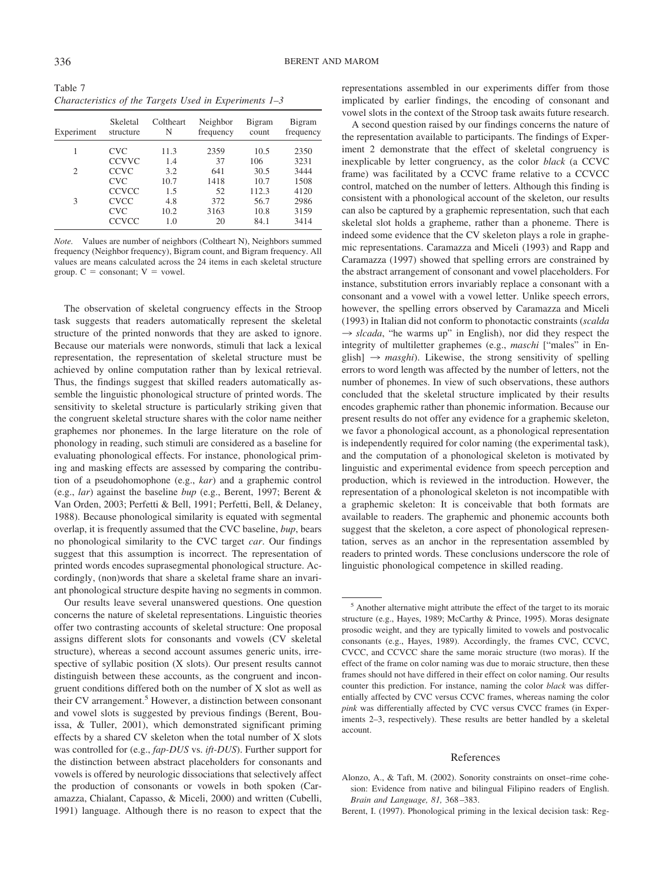Table 7
*Characteristics of the Targets Used in Experiments 1–3*

| Experiment | Skeletal structure | Coltheart N | Neighbor frequency | Bigram count | Bigram frequency |
|---|---|---|---|---|---|
| 1 | CVC | 11.3 | 2359 | 10.5 | 2350 |
| | CCVVC | 1.4 | 37 | 106 | 3231 |
| 2 | CCVC | 3.2 | 641 | 30.5 | 3444 |
| | CVC | 10.7 | 1418 | 10.7 | 1508 |
| | CCVCC | 1.5 | 52 | 112.3 | 4120 |
| 3 | CVCC | 4.8 | 372 | 56.7 | 2986 |
| | CVC | 10.2 | 3163 | 10.8 | 3159 |
| | CCVCC | 1.0 | 20 | 84.1 | 3414 |

*Note.* Values are number of neighbors (Coltheart N), Neighbors summed frequency (Neighbor frequency), Bigram count, and Bigram frequency. All values are means calculated across the 24 items in each skeletal structure group. C = consonant; V = vowel.

The observation of skeletal congruency effects in the Stroop task suggests that readers automatically represent the skeletal structure of the printed nonwords that they are asked to ignore. Because our materials were nonwords, stimuli that lack a lexical representation, the representation of skeletal structure must be achieved by online computation rather than by lexical retrieval. Thus, the findings suggest that skilled readers automatically assemble the linguistic phonological structure of printed words. The sensitivity to skeletal structure is particularly striking given that the congruent skeletal structure shares with the color name neither graphemes nor phonemes. In the large literature on the role of phonology in reading, such stimuli are considered as a baseline for evaluating phonological effects. For instance, phonological priming and masking effects are assessed by comparing the contribution of a pseudohomophone (e.g., *kar*) and a graphemic control (e.g., *lar*) against the baseline *bup* (e.g., Berent, 1997; Berent & Van Orden, 2003; Perfetti & Bell, 1991; Perfetti, Bell, & Delaney, 1988). Because phonological similarity is equated with segmental overlap, it is frequently assumed that the CVC baseline, *bup*, bears no phonological similarity to the CVC target *car*. Our findings suggest that this assumption is incorrect. The representation of printed words encodes suprasegmental phonological structure. Accordingly, (non)words that share a skeletal frame share an invariant phonological structure despite having no segments in common.

Our results leave several unanswered questions. One question concerns the nature of skeletal representations. Linguistic theories offer two contrasting accounts of skeletal structure: One proposal assigns different slots for consonants and vowels (CV skeletal structure), whereas a second account assumes generic units, irrespective of syllabic position (X slots). Our present results cannot distinguish between these accounts, as the congruent and incongruent conditions differed both on the number of X slot as well as their CV arrangement.[5] However, a distinction between consonant and vowel slots is suggested by previous findings (Berent, Bouissa, & Tuller, 2001), which demonstrated significant priming effects by a shared CV skeleton when the total number of X slots was controlled for (e.g., *fap-DUS* vs. *ift-DUS*). Further support for the distinction between abstract placeholders for consonants and vowels is offered by neurologic dissociations that selectively affect the production of consonants or vowels in both spoken (Caramazza, Chialant, Capasso, & Miceli, 2000) and written (Cubelli, 1991) language. Although there is no reason to expect that the representations assembled in our experiments differ from those implicated by earlier findings, the encoding of consonant and vowel slots in the context of the Stroop task awaits future research.

A second question raised by our findings concerns the nature of the representation available to participants. The findings of Experiment 2 demonstrate that the effect of skeletal congruency is inexplicable by letter congruency, as the color *black* (a CCVC frame) was facilitated by a CCVC frame relative to a CCVCC control, matched on the number of letters. Although this finding is consistent with a phonological account of the skeleton, our results can also be captured by a graphemic representation, such that each skeletal slot holds a grapheme, rather than a phoneme. There is indeed some evidence that the CV skeleton plays a role in graphemic representations. Caramazza and Miceli (1993) and Rapp and Caramazza (1997) showed that spelling errors are constrained by the abstract arrangement of consonant and vowel placeholders. For instance, substitution errors invariably replace a consonant with a consonant and a vowel with a vowel letter. Unlike speech errors, however, the spelling errors observed by Caramazza and Miceli (1993) in Italian did not conform to phonotactic constraints (*scalda* → *slcada*, "he warms up" in English), nor did they respect the integrity of multiletter graphemes (e.g., *maschi* ["males" in English] → *masghi*). Likewise, the strong sensitivity of spelling errors to word length was affected by the number of letters, not the number of phonemes. In view of such observations, these authors concluded that the skeletal structure implicated by their results encodes graphemic rather than phonemic information. Because our present results do not offer any evidence for a graphemic skeleton, we favor a phonological account, as a phonological representation is independently required for color naming (the experimental task), and the computation of a phonological skeleton is motivated by linguistic and experimental evidence from speech perception and production, which is reviewed in the introduction. However, the representation of a phonological skeleton is not incompatible with a graphemic skeleton: It is conceivable that both formats are available to readers. The graphemic and phonemic accounts both suggest that the skeleton, a core aspect of phonological representation, serves as an anchor in the representation assembled by readers to printed words. These conclusions underscore the role of linguistic phonological competence in skilled reading.

[5] Another alternative might attribute the effect of the target to its moraic structure (e.g., Hayes, 1989; McCarthy & Prince, 1995). Moras designate prosodic weight, and they are typically limited to vowels and postvocalic consonants (e.g., Hayes, 1989). Accordingly, the frames CVC, CCVC, CVCC, and CCVCC share the same moraic structure (two moras). If the effect of the frame on color naming was due to moraic structure, then these frames should not have differed in their effect on color naming. Our results counter this prediction. For instance, naming the color *black* was differentially affected by CVC versus CCVC frames, whereas naming the color *pink* was differentially affected by CVC versus CVCC frames (in Experiments 2–3, respectively). These results are better handled by a skeletal account.

## References

Alonzo, A., & Taft, M. (2002). Sonority constraints on onset–rime cohesion: Evidence from native and bilingual Filipino readers of English. *Brain and Language, 81,* 368–383.

Berent, I. (1997). Phonological priming in the lexical decision task: Reg-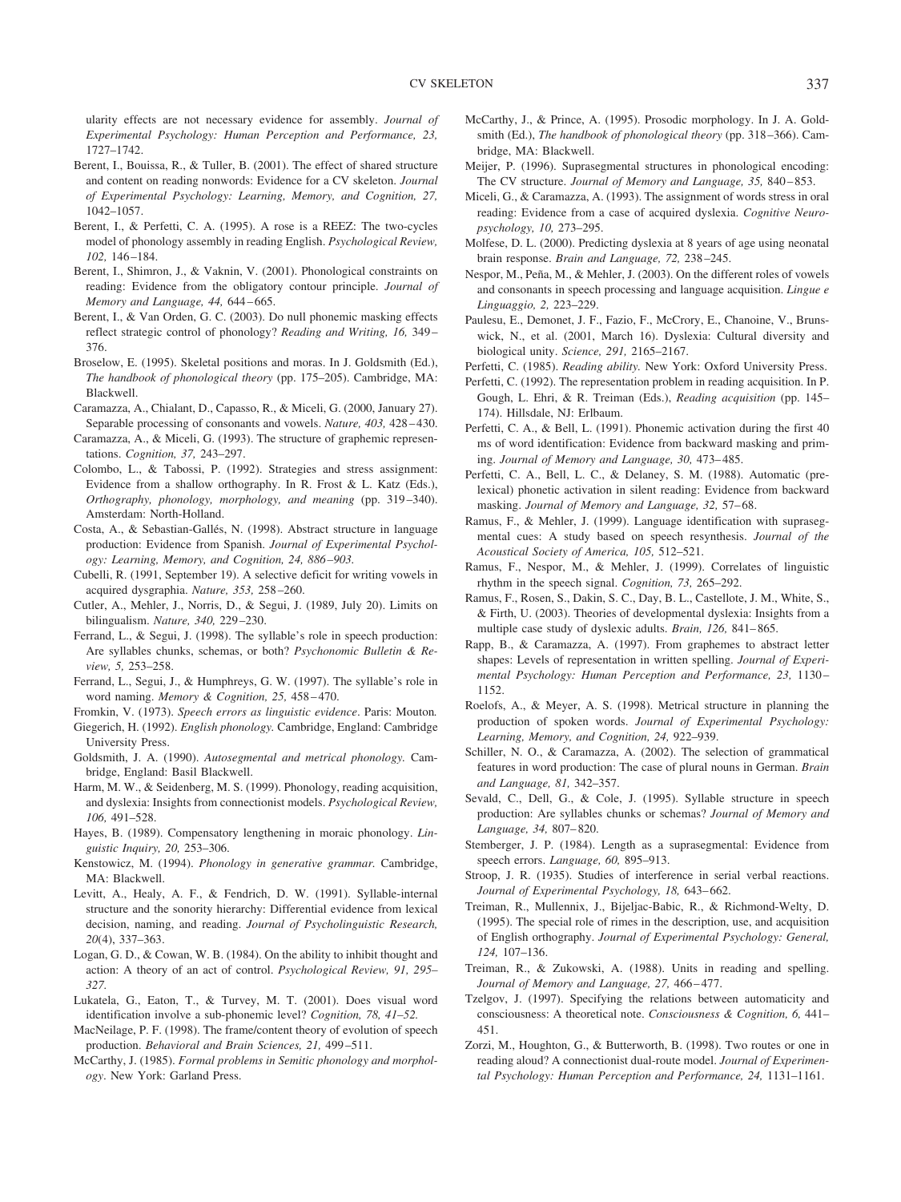ularity effects are not necessary evidence for assembly. *Journal of Experimental Psychology: Human Perception and Performance, 23,* 1727–1742.

Berent, I., Bouissa, R., & Tuller, B. (2001). The effect of shared structure and content on reading nonwords: Evidence for a CV skeleton. *Journal of Experimental Psychology: Learning, Memory, and Cognition, 27,* 1042–1057.

Berent, I., & Perfetti, C. A. (1995). A rose is a REEZ: The two-cycles model of phonology assembly in reading English. *Psychological Review, 102,* 146–184.

Berent, I., Shimron, J., & Vaknin, V. (2001). Phonological constraints on reading: Evidence from the obligatory contour principle. *Journal of Memory and Language, 44,* 644–665.

Berent, I., & Van Orden, G. C. (2003). Do null phonemic masking effects reflect strategic control of phonology? *Reading and Writing, 16,* 349–376.

Broselow, E. (1995). Skeletal positions and moras. In J. Goldsmith (Ed.), *The handbook of phonological theory* (pp. 175–205). Cambridge, MA: Blackwell.

Caramazza, A., Chialant, D., Capasso, R., & Miceli, G. (2000, January 27). Separable processing of consonants and vowels. *Nature, 403,* 428–430.

Caramazza, A., & Miceli, G. (1993). The structure of graphemic representations. *Cognition, 37,* 243–297.

Colombo, L., & Tabossi, P. (1992). Strategies and stress assignment: Evidence from a shallow orthography. In R. Frost & L. Katz (Eds.), *Orthography, phonology, morphology, and meaning* (pp. 319–340). Amsterdam: North-Holland.

Costa, A., & Sebastian-Gallés, N. (1998). Abstract structure in language production: Evidence from Spanish. *Journal of Experimental Psychology: Learning, Memory, and Cognition, 24, 886–903.*

Cubelli, R. (1991, September 19). A selective deficit for writing vowels in acquired dysgraphia. *Nature, 353,* 258–260.

Cutler, A., Mehler, J., Norris, D., & Segui, J. (1989, July 20). Limits on bilingualism. *Nature, 340,* 229–230.

Ferrand, L., & Segui, J. (1998). The syllable's role in speech production: Are syllables chunks, schemas, or both? *Psychonomic Bulletin & Review, 5,* 253–258.

Ferrand, L., Segui, J., & Humphreys, G. W. (1997). The syllable's role in word naming. *Memory & Cognition, 25,* 458–470.

Fromkin, V. (1973). *Speech errors as linguistic evidence*. Paris: Mouton*.*

Giegerich, H. (1992). *English phonology.* Cambridge, England: Cambridge University Press.

Goldsmith, J. A. (1990). *Autosegmental and metrical phonology.* Cambridge, England: Basil Blackwell.

Harm, M. W., & Seidenberg, M. S. (1999). Phonology, reading acquisition, and dyslexia: Insights from connectionist models. *Psychological Review, 106,* 491–528.

Hayes, B. (1989). Compensatory lengthening in moraic phonology. *Linguistic Inquiry, 20,* 253–306.

Kenstowicz, M. (1994). *Phonology in generative grammar.* Cambridge, MA: Blackwell.

Levitt, A., Healy, A. F., & Fendrich, D. W. (1991). Syllable-internal structure and the sonority hierarchy: Differential evidence from lexical decision, naming, and reading. *Journal of Psycholinguistic Research, 20*(4), 337–363.

Logan, G. D., & Cowan, W. B. (1984). On the ability to inhibit thought and action: A theory of an act of control. *Psychological Review, 91, 295–327.*

Lukatela, G., Eaton, T., & Turvey, M. T. (2001). Does visual word identification involve a sub-phonemic level? *Cognition, 78, 41–52.*

MacNeilage, P. F. (1998). The frame/content theory of evolution of speech production. *Behavioral and Brain Sciences, 21,* 499–511.

McCarthy, J. (1985). *Formal problems in Semitic phonology and morphology*. New York: Garland Press.

McCarthy, J., & Prince, A. (1995). Prosodic morphology. In J. A. Goldsmith (Ed.), *The handbook of phonological theory* (pp. 318–366). Cambridge, MA: Blackwell.

Meijer, P. (1996). Suprasegmental structures in phonological encoding: The CV structure. *Journal of Memory and Language, 35,* 840–853.

Miceli, G., & Caramazza, A. (1993). The assignment of words stress in oral reading: Evidence from a case of acquired dyslexia. *Cognitive Neuropsychology, 10,* 273–295.

Molfese, D. L. (2000). Predicting dyslexia at 8 years of age using neonatal brain response. *Brain and Language, 72,* 238–245.

Nespor, M., Peña, M., & Mehler, J. (2003). On the different roles of vowels and consonants in speech processing and language acquisition. *Lingue e Linguaggio, 2,* 223–229.

Paulesu, E., Demonet, J. F., Fazio, F., McCrory, E., Chanoine, V., Brunswick, N., et al. (2001, March 16). Dyslexia: Cultural diversity and biological unity. *Science, 291,* 2165–2167.

Perfetti, C. (1985). *Reading ability.* New York: Oxford University Press.

Perfetti, C. (1992). The representation problem in reading acquisition. In P. Gough, L. Ehri, & R. Treiman (Eds.), *Reading acquisition* (pp. 145–174). Hillsdale, NJ: Erlbaum.

Perfetti, C. A., & Bell, L. (1991). Phonemic activation during the first 40 ms of word identification: Evidence from backward masking and priming. *Journal of Memory and Language, 30,* 473–485.

Perfetti, C. A., Bell, L. C., & Delaney, S. M. (1988). Automatic (prelexical) phonetic activation in silent reading: Evidence from backward masking. *Journal of Memory and Language, 32,* 57–68.

Ramus, F., & Mehler, J. (1999). Language identification with suprasegmental cues: A study based on speech resynthesis. *Journal of the Acoustical Society of America, 105,* 512–521.

Ramus, F., Nespor, M., & Mehler, J. (1999). Correlates of linguistic rhythm in the speech signal. *Cognition, 73,* 265–292.

Ramus, F., Rosen, S., Dakin, S. C., Day, B. L., Castellote, J. M., White, S., & Firth, U. (2003). Theories of developmental dyslexia: Insights from a multiple case study of dyslexic adults. *Brain, 126,* 841–865.

Rapp, B., & Caramazza, A. (1997). From graphemes to abstract letter shapes: Levels of representation in written spelling. *Journal of Experimental Psychology: Human Perception and Performance, 23,* 1130–1152.

Roelofs, A., & Meyer, A. S. (1998). Metrical structure in planning the production of spoken words. *Journal of Experimental Psychology: Learning, Memory, and Cognition, 24,* 922–939.

Schiller, N. O., & Caramazza, A. (2002). The selection of grammatical features in word production: The case of plural nouns in German. *Brain and Language, 81,* 342–357.

Sevald, C., Dell, G., & Cole, J. (1995). Syllable structure in speech production: Are syllables chunks or schemas? *Journal of Memory and Language, 34,* 807–820.

Stemberger, J. P. (1984). Length as a suprasegmental: Evidence from speech errors. *Language, 60,* 895–913.

Stroop, J. R. (1935). Studies of interference in serial verbal reactions. *Journal of Experimental Psychology, 18,* 643–662.

Treiman, R., Mullennix, J., Bijeljac-Babic, R., & Richmond-Welty, D. (1995). The special role of rimes in the description, use, and acquisition of English orthography. *Journal of Experimental Psychology: General, 124,* 107–136.

Treiman, R., & Zukowski, A. (1988). Units in reading and spelling. *Journal of Memory and Language, 27,* 466–477.

Tzelgov, J. (1997). Specifying the relations between automaticity and consciousness: A theoretical note. *Consciousness & Cognition, 6,* 441–451.

Zorzi, M., Houghton, G., & Butterworth, B. (1998). Two routes or one in reading aloud? A connectionist dual-route model. *Journal of Experimental Psychology: Human Perception and Performance, 24,* 1131–1161.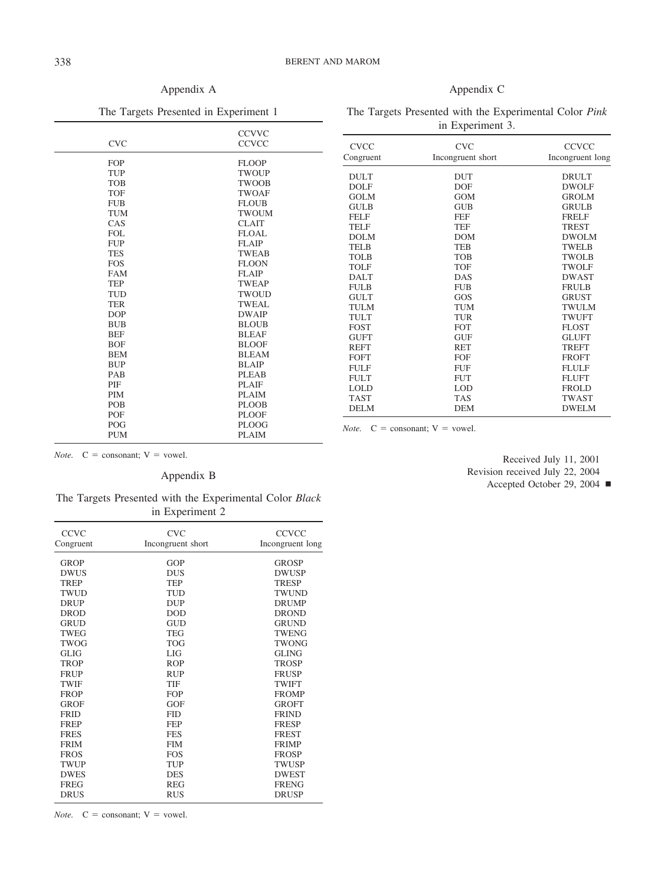## Appendix A

The Targets Presented in Experiment 1

| CVC | CCVVC CCVCC |
|---|---|
| FOP | FLOOP |
| TUP | TWOUP |
| TOB | TWOOB |
| TOF | TWOAF |
| FUB | FLOUB |
| TUM | TWOUM |
| CAS | CLAIT |
| FOL | FLOAL |
| FUP | FLAIP |
| TES | TWEAB |
| FOS | FLOON |
| FAM | FLAIP |
| TEP | TWEAP |
| TUD | TWOUD |
| TER | TWEAL |
| DOP | DWAIP |
| BUB | BLOUB |
| BEF | BLEAF |
| BOF | BLOOF |
| BEM | BLEAM |
| BUP | BLAIP |
| PAB | PLEAB |
| PIF | PLAIF |
| PIM | PLAIM |
| POB | PLOOB |
| POF | PLOOF |
| POG | PLOOG |
| PUM | PLAIM |

*Note.* C = consonant; V = vowel.

## Appendix B

The Targets Presented with the Experimental Color *Black* in Experiment 2

| CCVC Congruent | CVC Incongruent short | CCVCC Incongruent long |
|---|---|---|
| GROP | GOP | GROSP |
| DWUS | DUS | DWUSP |
| TREP | TEP | TRESP |
| TWUD | TUD | TWUND |
| DRUP | DUP | DRUMP |
| DROD | DOD | DROND |
| GRUD | GUD | GRUND |
| TWEG | TEG | TWENG |
| TWOG | TOG | TWONG |
| GLIG | LIG | GLING |
| TROP | ROP | TROSP |
| FRUP | RUP | FRUSP |
| TWIF | TIF | TWIFT |
| FROP | FOP | FROMP |
| GROF | GOF | GROFT |
| FRID | FID | FRIND |
| FREP | FEP | FRESP |
| FRES | FES | FREST |
| FRIM | FIM | FRIMP |
| FROS | FOS | FROSP |
| TWUP | TUP | TWUSP |
| DWES | DES | DWEST |
| FREG | REG | FRENG |
| DRUS | RUS | DRUSP |

*Note.* C = consonant; V = vowel.

## Appendix C

The Targets Presented with the Experimental Color *Pink* in Experiment 3.

| CVCC Congruent | CVC Incongruent short | CCVCC Incongruent long |
|---|---|---|
| DULT | DUT | DRULT |
| DOLF | DOF | DWOLF |
| GOLM | GOM | GROLM |
| GULB | GUB | GRULB |
| FELF | FEF | FRELF |
| TELF | TEF | TREST |
| DOLM | DOM | DWOLM |
| TELB | TEB | TWELB |
| TOLB | TOB | TWOLB |
| TOLF | TOF | TWOLF |
| DALT | DAS | DWAST |
| FULB | FUB | FRULB |
| GULT | GOS | GRUST |
| TULM | TUM | TWULM |
| TULT | TUR | TWUFT |
| FOST | FOT | FLOST |
| GUFT | GUF | GLUFT |
| REFT | RET | TREFT |
| FOFT | FOF | FROFT |
| FULF | FUF | FLULF |
| FULT | FUT | FLUFT |
| LOLD | LOD | FROLD |
| TAST | TAS | TWAST |
| DELM | DEM | DWELM |

*Note.* C = consonant; V = vowel.

Received July 11, 2001
Revision received July 22, 2004
Accepted October 29, 2004 ■